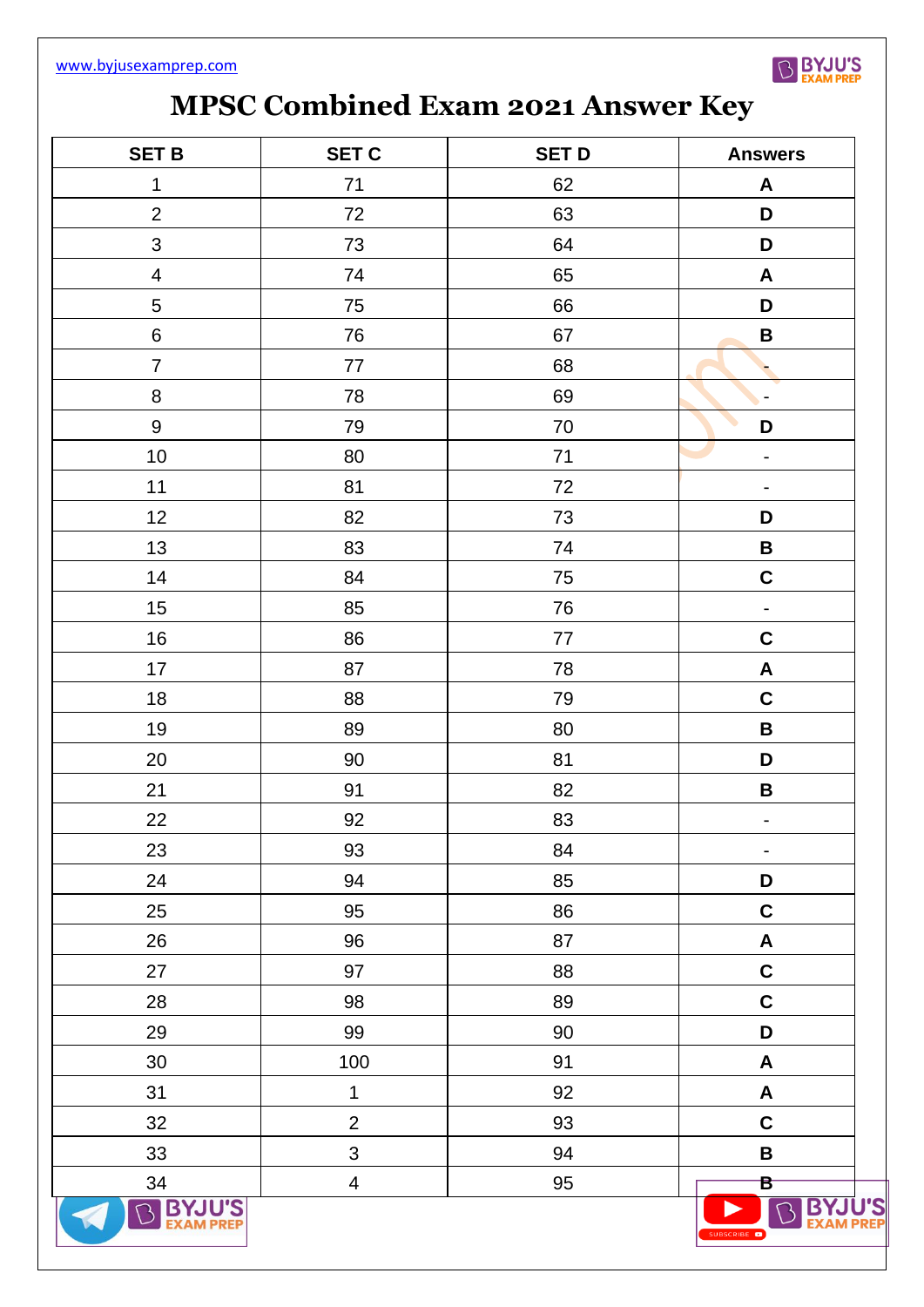# MPSC Combined Exam 2021 Answer Key

| SET B | SET C | SET D | Answers |
|---|---|---|---|
| 1 | 71 | 62 | A |
| 2 | 72 | 63 | D |
| 3 | 73 | 64 | D |
| 4 | 74 | 65 | A |
| 5 | 75 | 66 | D |
| 6 | 76 | 67 | B |
| 7 | 77 | 68 | - |
| 8 | 78 | 69 | - |
| 9 | 79 | 70 | D |
| 10 | 80 | 71 | - |
| 11 | 81 | 72 | - |
| 12 | 82 | 73 | D |
| 13 | 83 | 74 | B |
| 14 | 84 | 75 | C |
| 15 | 85 | 76 | - |
| 16 | 86 | 77 | C |
| 17 | 87 | 78 | A |
| 18 | 88 | 79 | C |
| 19 | 89 | 80 | B |
| 20 | 90 | 81 | D |
| 21 | 91 | 82 | B |
| 22 | 92 | 83 | - |
| 23 | 93 | 84 | - |
| 24 | 94 | 85 | D |
| 25 | 95 | 86 | C |
| 26 | 96 | 87 | A |
| 27 | 97 | 88 | C |
| 28 | 98 | 89 | C |
| 29 | 99 | 90 | D |
| 30 | 100 | 91 | A |
| 31 | 1 | 92 | A |
| 32 | 2 | 93 | C |
| 33 | 3 | 94 | B |
| 34 | 4 | 95 | B |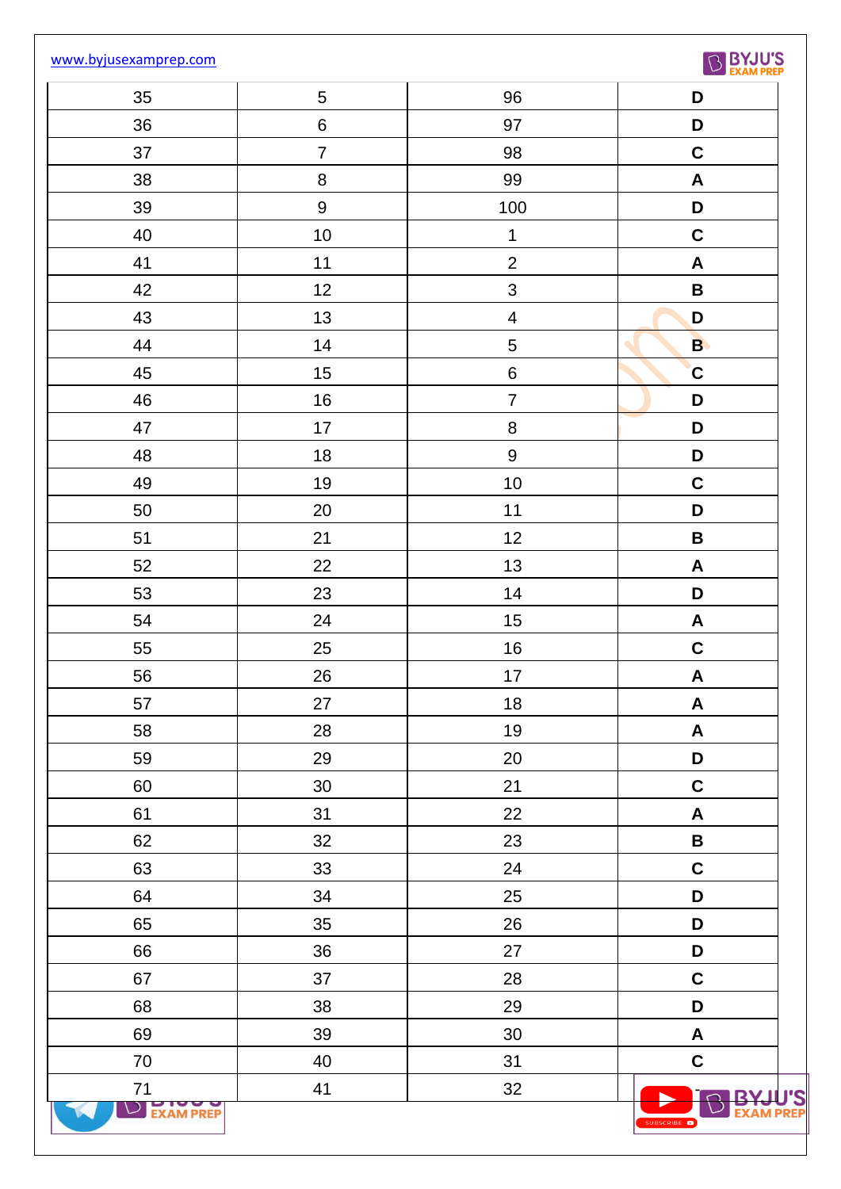| | | | |
|---|---|---|---|
| 35 | 5 | 96 | **D** |
| 36 | 6 | 97 | **D** |
| 37 | 7 | 98 | **C** |
| 38 | 8 | 99 | **A** |
| 39 | 9 | 100 | **D** |
| 40 | 10 | 1 | **C** |
| 41 | 11 | 2 | **A** |
| 42 | 12 | 3 | **B** |
| 43 | 13 | 4 | **D** |
| 44 | 14 | 5 | **B** |
| 45 | 15 | 6 | **C** |
| 46 | 16 | 7 | **D** |
| 47 | 17 | 8 | **D** |
| 48 | 18 | 9 | **D** |
| 49 | 19 | 10 | **C** |
| 50 | 20 | 11 | **D** |
| 51 | 21 | 12 | **B** |
| 52 | 22 | 13 | **A** |
| 53 | 23 | 14 | **D** |
| 54 | 24 | 15 | **A** |
| 55 | 25 | 16 | **C** |
| 56 | 26 | 17 | **A** |
| 57 | 27 | 18 | **A** |
| 58 | 28 | 19 | **A** |
| 59 | 29 | 20 | **D** |
| 60 | 30 | 21 | **C** |
| 61 | 31 | 22 | **A** |
| 62 | 32 | 23 | **B** |
| 63 | 33 | 24 | **C** |
| 64 | 34 | 25 | **D** |
| 65 | 35 | 26 | **D** |
| 66 | 36 | 27 | **D** |
| 67 | 37 | 28 | **C** |
| 68 | 38 | 29 | **D** |
| 69 | 39 | 30 | **A** |
| 70 | 40 | 31 | **C** |
| 71 | 41 | 32 | |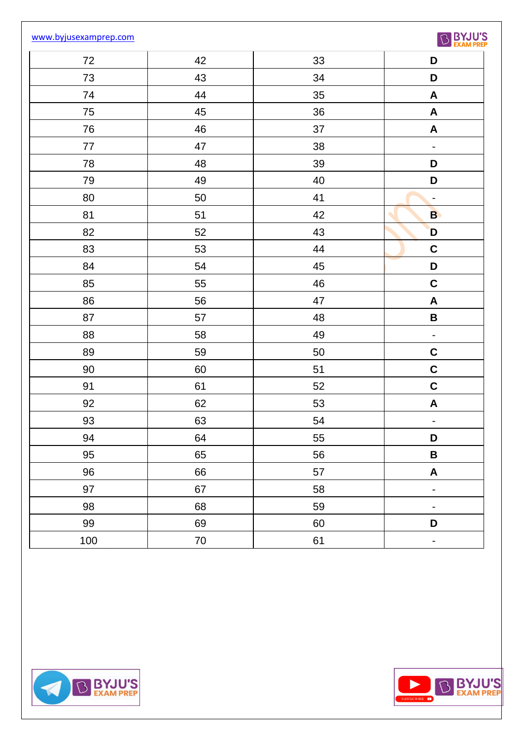| | | | |
|---|---|---|---|
| 72 | 42 | 33 | **D** |
| 73 | 43 | 34 | **D** |
| 74 | 44 | 35 | **A** |
| 75 | 45 | 36 | **A** |
| 76 | 46 | 37 | **A** |
| 77 | 47 | 38 | - |
| 78 | 48 | 39 | **D** |
| 79 | 49 | 40 | **D** |
| 80 | 50 | 41 | - |
| 81 | 51 | 42 | **B** |
| 82 | 52 | 43 | **D** |
| 83 | 53 | 44 | **C** |
| 84 | 54 | 45 | **D** |
| 85 | 55 | 46 | **C** |
| 86 | 56 | 47 | **A** |
| 87 | 57 | 48 | **B** |
| 88 | 58 | 49 | - |
| 89 | 59 | 50 | **C** |
| 90 | 60 | 51 | **C** |
| 91 | 61 | 52 | **C** |
| 92 | 62 | 53 | **A** |
| 93 | 63 | 54 | - |
| 94 | 64 | 55 | **D** |
| 95 | 65 | 56 | **B** |
| 96 | 66 | 57 | **A** |
| 97 | 67 | 58 | - |
| 98 | 68 | 59 | - |
| 99 | 69 | 60 | **D** |
| 100 | 70 | 61 | - |